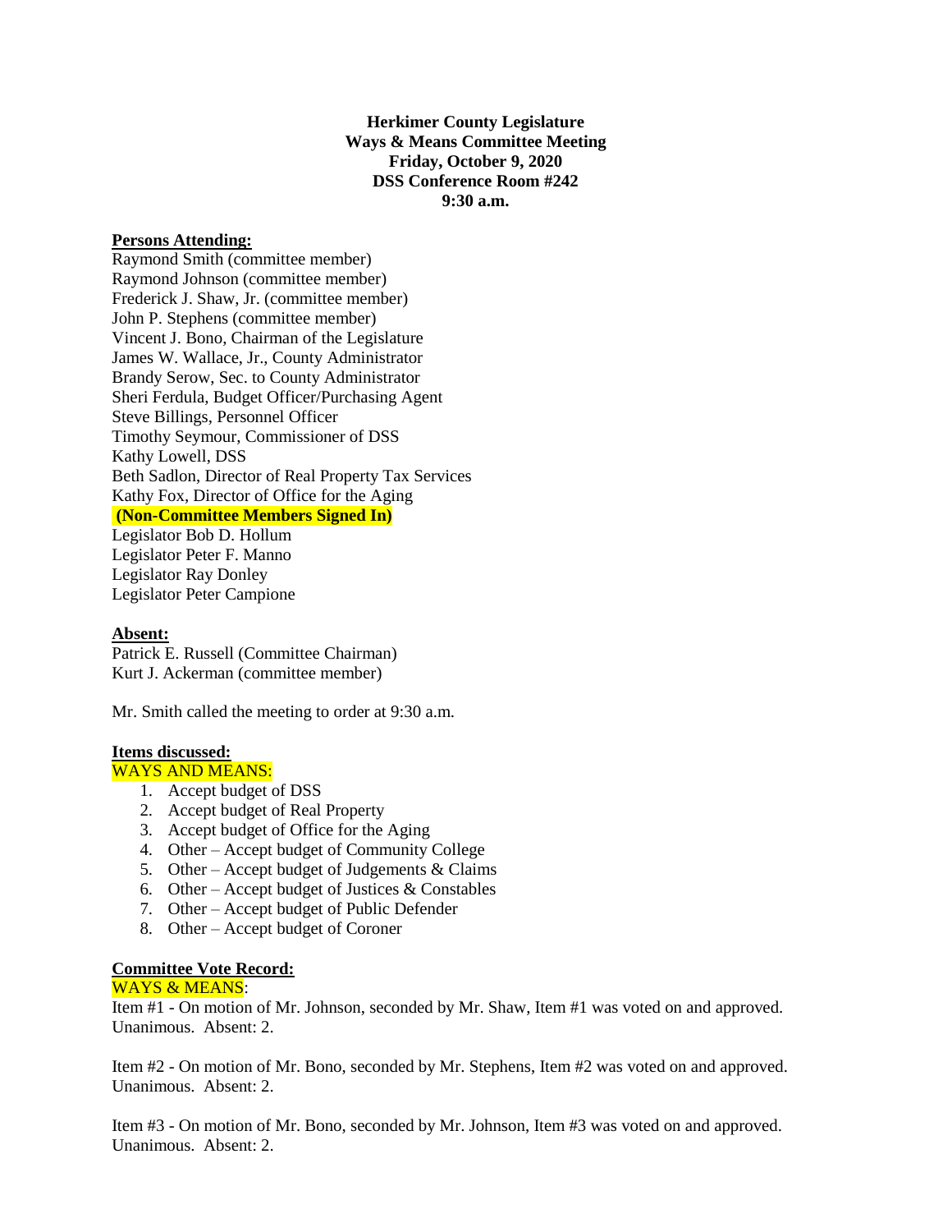**Herkimer County Legislature**
**Ways & Means Committee Meeting**
**Friday, October 9, 2020**
**DSS Conference Room #242**
**9:30 a.m.**

**Persons Attending:**

Raymond Smith (committee member)
Raymond Johnson (committee member)
Frederick J. Shaw, Jr. (committee member)
John P. Stephens (committee member)
Vincent J. Bono, Chairman of the Legislature
James W. Wallace, Jr., County Administrator
Brandy Serow, Sec. to County Administrator
Sheri Ferdula, Budget Officer/Purchasing Agent
Steve Billings, Personnel Officer
Timothy Seymour, Commissioner of DSS
Kathy Lowell, DSS
Beth Sadlon, Director of Real Property Tax Services
Kathy Fox, Director of Office for the Aging
**(Non-Committee Members Signed In)**
Legislator Bob D. Hollum
Legislator Peter F. Manno
Legislator Ray Donley
Legislator Peter Campione

**Absent:**

Patrick E. Russell (Committee Chairman)
Kurt J. Ackerman (committee member)

Mr. Smith called the meeting to order at 9:30 a.m.

**Items discussed:**

WAYS AND MEANS:

1. Accept budget of DSS
2. Accept budget of Real Property
3. Accept budget of Office for the Aging
4. Other – Accept budget of Community College
5. Other – Accept budget of Judgements & Claims
6. Other – Accept budget of Justices & Constables
7. Other – Accept budget of Public Defender
8. Other – Accept budget of Coroner

**Committee Vote Record:**

WAYS & MEANS:

Item #1 - On motion of Mr. Johnson, seconded by Mr. Shaw, Item #1 was voted on and approved. Unanimous. Absent: 2.

Item #2 - On motion of Mr. Bono, seconded by Mr. Stephens, Item #2 was voted on and approved. Unanimous. Absent: 2.

Item #3 - On motion of Mr. Bono, seconded by Mr. Johnson, Item #3 was voted on and approved. Unanimous. Absent: 2.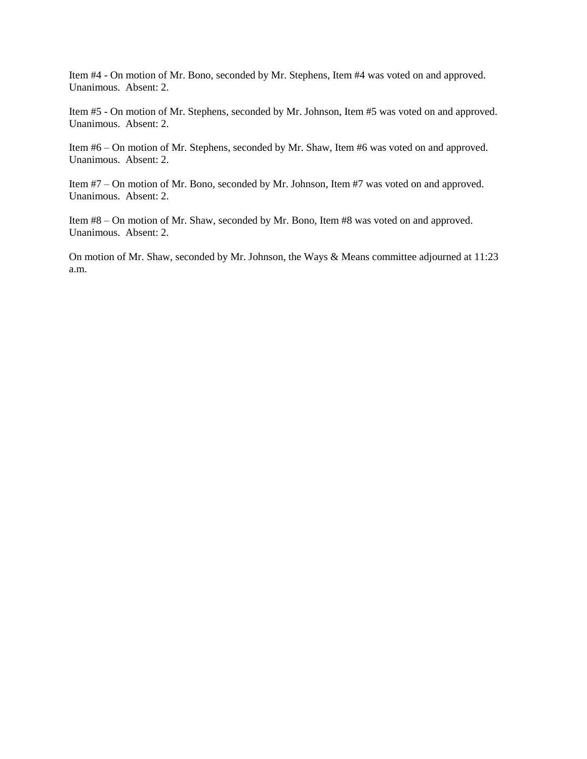Item #4 - On motion of Mr. Bono, seconded by Mr. Stephens, Item #4 was voted on and approved. Unanimous. Absent: 2.

Item #5 - On motion of Mr. Stephens, seconded by Mr. Johnson, Item #5 was voted on and approved. Unanimous. Absent: 2.

Item #6 – On motion of Mr. Stephens, seconded by Mr. Shaw, Item #6 was voted on and approved. Unanimous. Absent: 2.

Item #7 – On motion of Mr. Bono, seconded by Mr. Johnson, Item #7 was voted on and approved. Unanimous. Absent: 2.

Item #8 – On motion of Mr. Shaw, seconded by Mr. Bono, Item #8 was voted on and approved. Unanimous. Absent: 2.

On motion of Mr. Shaw, seconded by Mr. Johnson, the Ways & Means committee adjourned at 11:23 a.m.